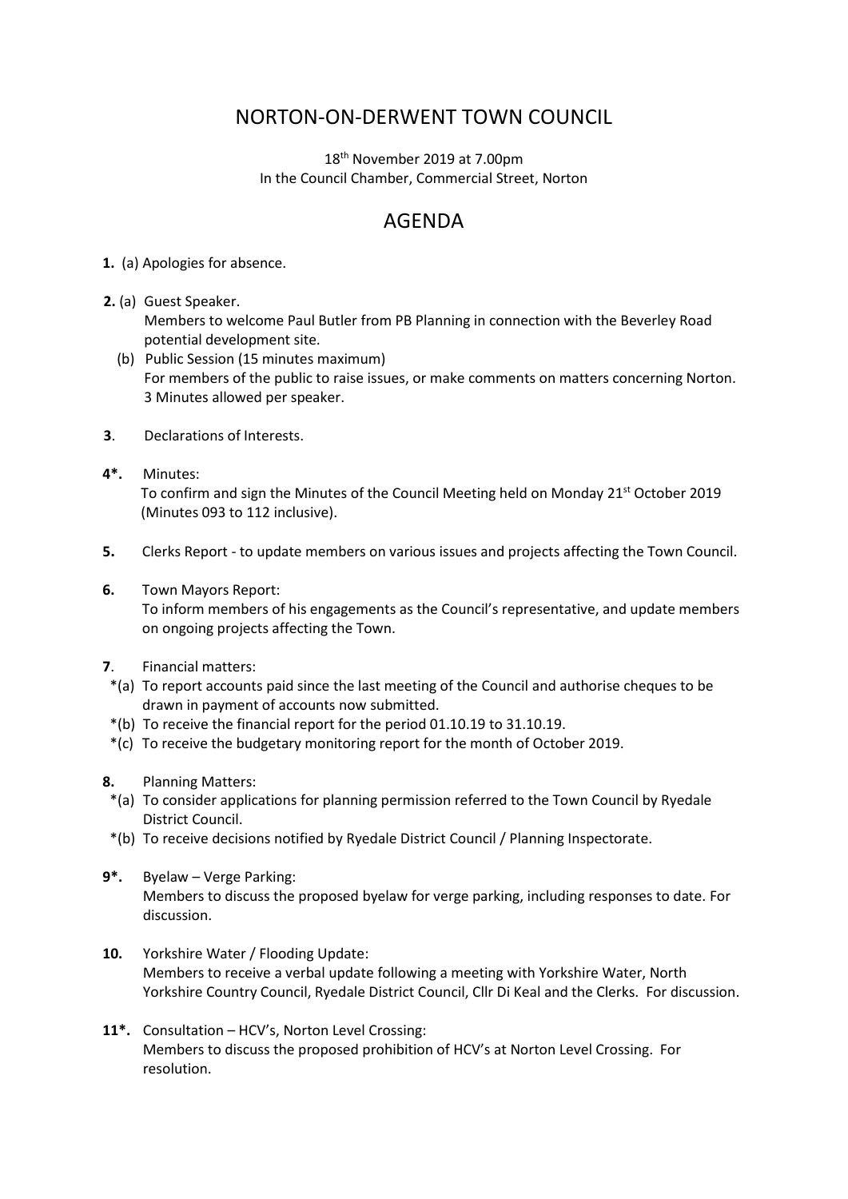# NORTON-ON-DERWENT TOWN COUNCIL

18th November 2019 at 7.00pm
In the Council Chamber, Commercial Street, Norton

## AGENDA

**1.** (a) Apologies for absence.

**2.** (a) Guest Speaker.
Members to welcome Paul Butler from PB Planning in connection with the Beverley Road potential development site.

(b) Public Session (15 minutes maximum)
For members of the public to raise issues, or make comments on matters concerning Norton. 3 Minutes allowed per speaker.

**3**. Declarations of Interests.

**4*.** Minutes:
To confirm and sign the Minutes of the Council Meeting held on Monday 21st October 2019 (Minutes 093 to 112 inclusive).

**5.** Clerks Report - to update members on various issues and projects affecting the Town Council.

**6.** Town Mayors Report:
To inform members of his engagements as the Council's representative, and update members on ongoing projects affecting the Town.

**7**. Financial matters:

*(a) To report accounts paid since the last meeting of the Council and authorise cheques to be drawn in payment of accounts now submitted.

*(b) To receive the financial report for the period 01.10.19 to 31.10.19.

*(c) To receive the budgetary monitoring report for the month of October 2019.

**8.** Planning Matters:

*(a) To consider applications for planning permission referred to the Town Council by Ryedale District Council.

*(b) To receive decisions notified by Ryedale District Council / Planning Inspectorate.

**9*.** Byelaw – Verge Parking:
Members to discuss the proposed byelaw for verge parking, including responses to date. For discussion.

**10.** Yorkshire Water / Flooding Update:
Members to receive a verbal update following a meeting with Yorkshire Water, North Yorkshire Country Council, Ryedale District Council, Cllr Di Keal and the Clerks. For discussion.

**11*.** Consultation – HCV's, Norton Level Crossing:
Members to discuss the proposed prohibition of HCV's at Norton Level Crossing. For resolution.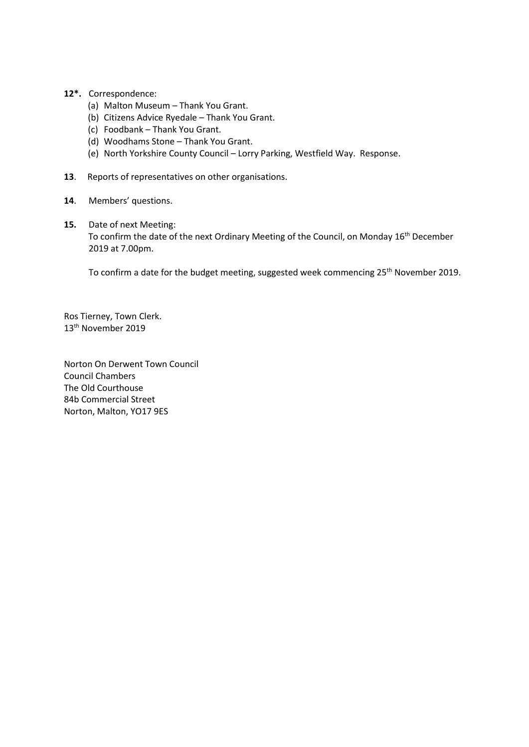**12*.** Correspondence:

(a) Malton Museum – Thank You Grant.
(b) Citizens Advice Ryedale – Thank You Grant.
(c) Foodbank – Thank You Grant.
(d) Woodhams Stone – Thank You Grant.
(e) North Yorkshire County Council – Lorry Parking, Westfield Way. Response.

**13**. Reports of representatives on other organisations.

**14**. Members' questions.

**15.** Date of next Meeting:
To confirm the date of the next Ordinary Meeting of the Council, on Monday 16th December 2019 at 7.00pm.

To confirm a date for the budget meeting, suggested week commencing 25th November 2019.

Ros Tierney, Town Clerk.
13th November 2019

Norton On Derwent Town Council
Council Chambers
The Old Courthouse
84b Commercial Street
Norton, Malton, YO17 9ES